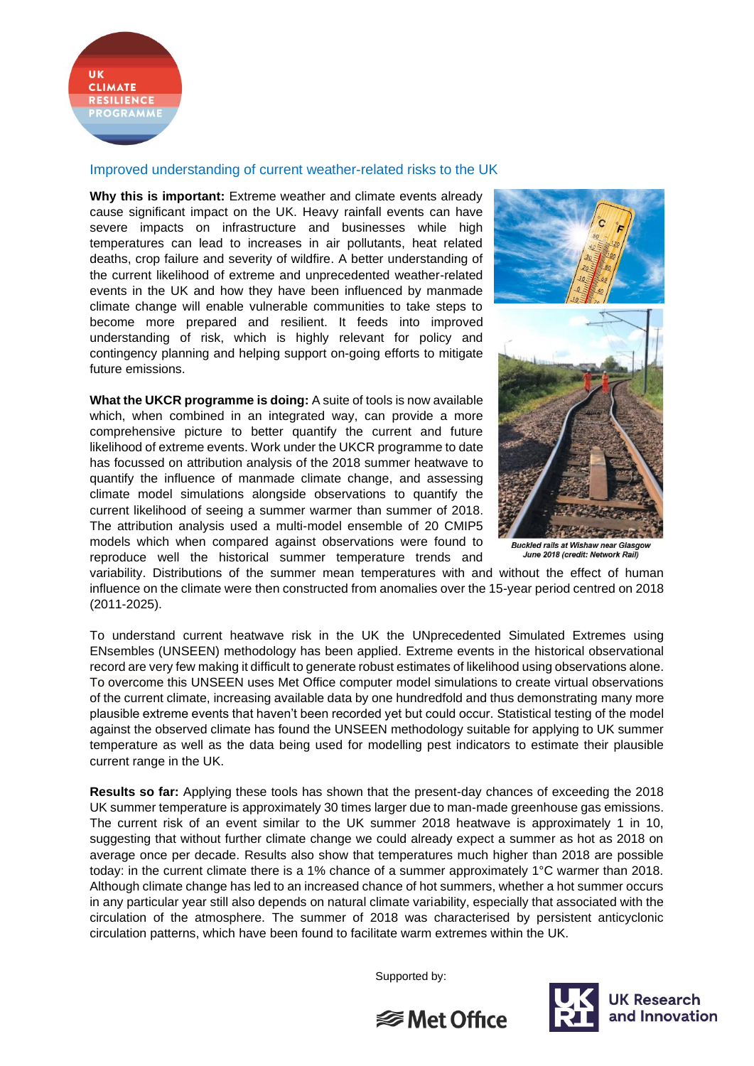UK CLIMATE RESILIENCE PROGRAMME

## Improved understanding of current weather-related risks to the UK

**Why this is important:** Extreme weather and climate events already cause significant impact on the UK. Heavy rainfall events can have severe impacts on infrastructure and businesses while high temperatures can lead to increases in air pollutants, heat related deaths, crop failure and severity of wildfire. A better understanding of the current likelihood of extreme and unprecedented weather-related events in the UK and how they have been influenced by manmade climate change will enable vulnerable communities to take steps to become more prepared and resilient. It feeds into improved understanding of risk, which is highly relevant for policy and contingency planning and helping support on-going efforts to mitigate future emissions.

**What the UKCR programme is doing:** A suite of tools is now available which, when combined in an integrated way, can provide a more comprehensive picture to better quantify the current and future likelihood of extreme events. Work under the UKCR programme to date has focussed on attribution analysis of the 2018 summer heatwave to quantify the influence of manmade climate change, and assessing climate model simulations alongside observations to quantify the current likelihood of seeing a summer warmer than summer of 2018. The attribution analysis used a multi-model ensemble of 20 CMIP5 models which when compared against observations were found to reproduce well the historical summer temperature trends and variability. Distributions of the summer mean temperatures with and without the effect of human influence on the climate were then constructed from anomalies over the 15-year period centred on 2018 (2011-2025).

*Buckled rails at Wishaw near Glasgow June 2018 (credit: Network Rail)*

To understand current heatwave risk in the UK the UNprecedented Simulated Extremes using ENsembles (UNSEEN) methodology has been applied. Extreme events in the historical observational record are very few making it difficult to generate robust estimates of likelihood using observations alone. To overcome this UNSEEN uses Met Office computer model simulations to create virtual observations of the current climate, increasing available data by one hundredfold and thus demonstrating many more plausible extreme events that haven't been recorded yet but could occur. Statistical testing of the model against the observed climate has found the UNSEEN methodology suitable for applying to UK summer temperature as well as the data being used for modelling pest indicators to estimate their plausible current range in the UK.

**Results so far:** Applying these tools has shown that the present-day chances of exceeding the 2018 UK summer temperature is approximately 30 times larger due to man-made greenhouse gas emissions. The current risk of an event similar to the UK summer 2018 heatwave is approximately 1 in 10, suggesting that without further climate change we could already expect a summer as hot as 2018 on average once per decade. Results also show that temperatures much higher than 2018 are possible today: in the current climate there is a 1% chance of a summer approximately 1°C warmer than 2018. Although climate change has led to an increased chance of hot summers, whether a hot summer occurs in any particular year still also depends on natural climate variability, especially that associated with the circulation of the atmosphere. The summer of 2018 was characterised by persistent anticyclonic circulation patterns, which have been found to facilitate warm extremes within the UK.

Supported by:

Met Office

UK Research and Innovation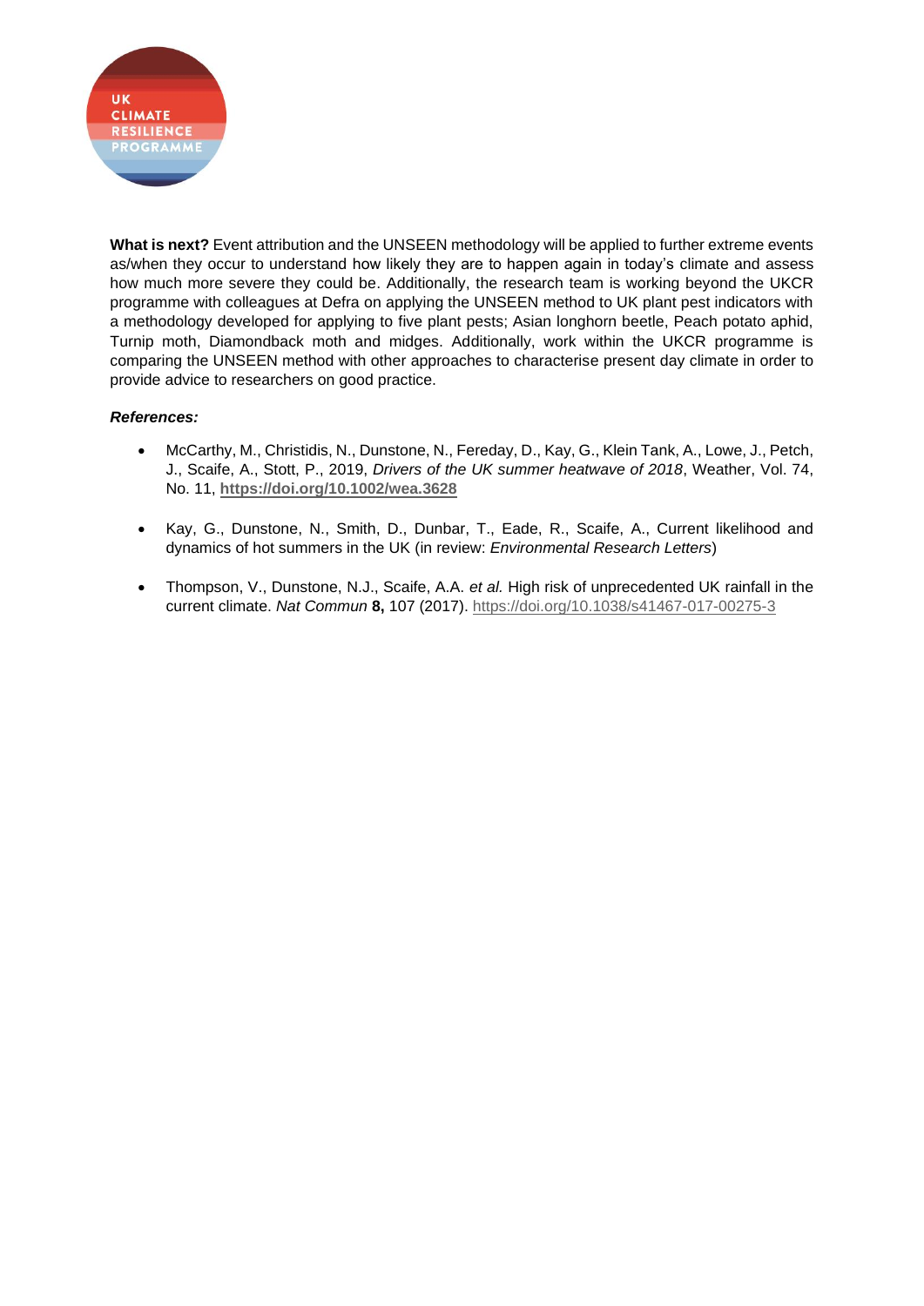**What is next?** Event attribution and the UNSEEN methodology will be applied to further extreme events as/when they occur to understand how likely they are to happen again in today's climate and assess how much more severe they could be. Additionally, the research team is working beyond the UKCR programme with colleagues at Defra on applying the UNSEEN method to UK plant pest indicators with a methodology developed for applying to five plant pests; Asian longhorn beetle, Peach potato aphid, Turnip moth, Diamondback moth and midges. Additionally, work within the UKCR programme is comparing the UNSEEN method with other approaches to characterise present day climate in order to provide advice to researchers on good practice.

***References:***

- McCarthy, M., Christidis, N., Dunstone, N., Fereday, D., Kay, G., Klein Tank, A., Lowe, J., Petch, J., Scaife, A., Stott, P., 2019, *Drivers of the UK summer heatwave of 2018*, Weather, Vol. 74, No. 11, **https://doi.org/10.1002/wea.3628**

- Kay, G., Dunstone, N., Smith, D., Dunbar, T., Eade, R., Scaife, A., Current likelihood and dynamics of hot summers in the UK (in review: *Environmental Research Letters*)

- Thompson, V., Dunstone, N.J., Scaife, A.A. *et al.* High risk of unprecedented UK rainfall in the current climate. *Nat Commun* **8,** 107 (2017). https://doi.org/10.1038/s41467-017-00275-3